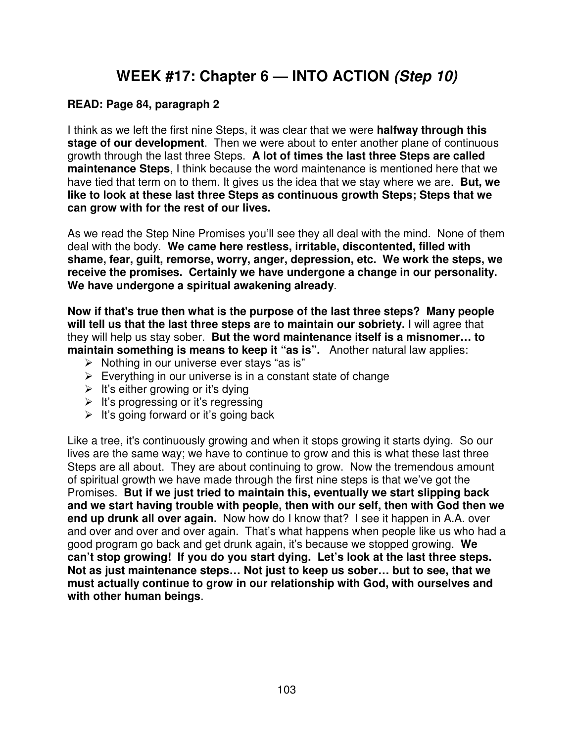# WEEK #17: Chapter 6 — INTO ACTION *(Step 10)*

**READ: Page 84, paragraph 2**

I think as we left the first nine Steps, it was clear that we were **halfway through this stage of our development**. Then we were about to enter another plane of continuous growth through the last three Steps. **A lot of times the last three Steps are called maintenance Steps**, I think because the word maintenance is mentioned here that we have tied that term on to them. It gives us the idea that we stay where we are. **But, we like to look at these last three Steps as continuous growth Steps; Steps that we can grow with for the rest of our lives.**

As we read the Step Nine Promises you'll see they all deal with the mind. None of them deal with the body. **We came here restless, irritable, discontented, filled with shame, fear, guilt, remorse, worry, anger, depression, etc. We work the steps, we receive the promises. Certainly we have undergone a change in our personality. We have undergone a spiritual awakening already**.

**Now if that's true then what is the purpose of the last three steps? Many people will tell us that the last three steps are to maintain our sobriety.** I will agree that they will help us stay sober. **But the word maintenance itself is a misnomer… to maintain something is means to keep it "as is".** Another natural law applies:

- Nothing in our universe ever stays "as is"
- Everything in our universe is in a constant state of change
- It's either growing or it's dying
- It's progressing or it's regressing
- It's going forward or it's going back

Like a tree, it's continuously growing and when it stops growing it starts dying. So our lives are the same way; we have to continue to grow and this is what these last three Steps are all about. They are about continuing to grow. Now the tremendous amount of spiritual growth we have made through the first nine steps is that we've got the Promises. **But if we just tried to maintain this, eventually we start slipping back and we start having trouble with people, then with our self, then with God then we end up drunk all over again.** Now how do I know that? I see it happen in A.A. over and over and over and over again. That's what happens when people like us who had a good program go back and get drunk again, it's because we stopped growing. **We can't stop growing! If you do you start dying. Let's look at the last three steps. Not as just maintenance steps… Not just to keep us sober… but to see, that we must actually continue to grow in our relationship with God, with ourselves and with other human beings**.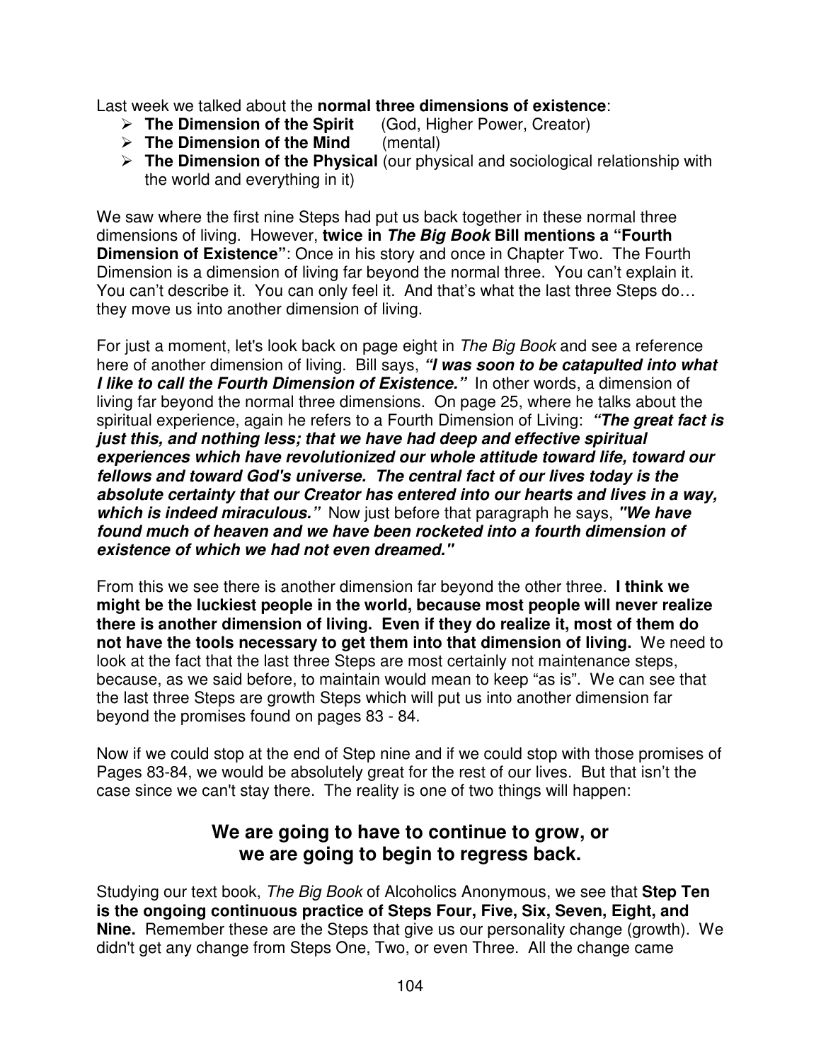Last week we talked about the **normal three dimensions of existence**:

- **The Dimension of the Spirit** (God, Higher Power, Creator)
- **The Dimension of the Mind** (mental)
- **The Dimension of the Physical** (our physical and sociological relationship with the world and everything in it)

We saw where the first nine Steps had put us back together in these normal three dimensions of living. However, **twice in *The Big Book* Bill mentions a "Fourth Dimension of Existence"**: Once in his story and once in Chapter Two. The Fourth Dimension is a dimension of living far beyond the normal three. You can't explain it. You can't describe it. You can only feel it. And that's what the last three Steps do… they move us into another dimension of living.

For just a moment, let's look back on page eight in *The Big Book* and see a reference here of another dimension of living. Bill says, ***"I was soon to be catapulted into what I like to call the Fourth Dimension of Existence."*** In other words, a dimension of living far beyond the normal three dimensions. On page 25, where he talks about the spiritual experience, again he refers to a Fourth Dimension of Living: ***"The great fact is just this, and nothing less; that we have had deep and effective spiritual experiences which have revolutionized our whole attitude toward life, toward our fellows and toward God's universe. The central fact of our lives today is the absolute certainty that our Creator has entered into our hearts and lives in a way, which is indeed miraculous."*** Now just before that paragraph he says, ***"We have found much of heaven and we have been rocketed into a fourth dimension of existence of which we had not even dreamed."***

From this we see there is another dimension far beyond the other three. **I think we might be the luckiest people in the world, because most people will never realize there is another dimension of living. Even if they do realize it, most of them do not have the tools necessary to get them into that dimension of living.** We need to look at the fact that the last three Steps are most certainly not maintenance steps, because, as we said before, to maintain would mean to keep "as is". We can see that the last three Steps are growth Steps which will put us into another dimension far beyond the promises found on pages 83 - 84.

Now if we could stop at the end of Step nine and if we could stop with those promises of Pages 83-84, we would be absolutely great for the rest of our lives. But that isn't the case since we can't stay there. The reality is one of two things will happen:

## We are going to have to continue to grow, or we are going to begin to regress back.

Studying our text book, *The Big Book* of Alcoholics Anonymous, we see that **Step Ten is the ongoing continuous practice of Steps Four, Five, Six, Seven, Eight, and Nine.** Remember these are the Steps that give us our personality change (growth). We didn't get any change from Steps One, Two, or even Three. All the change came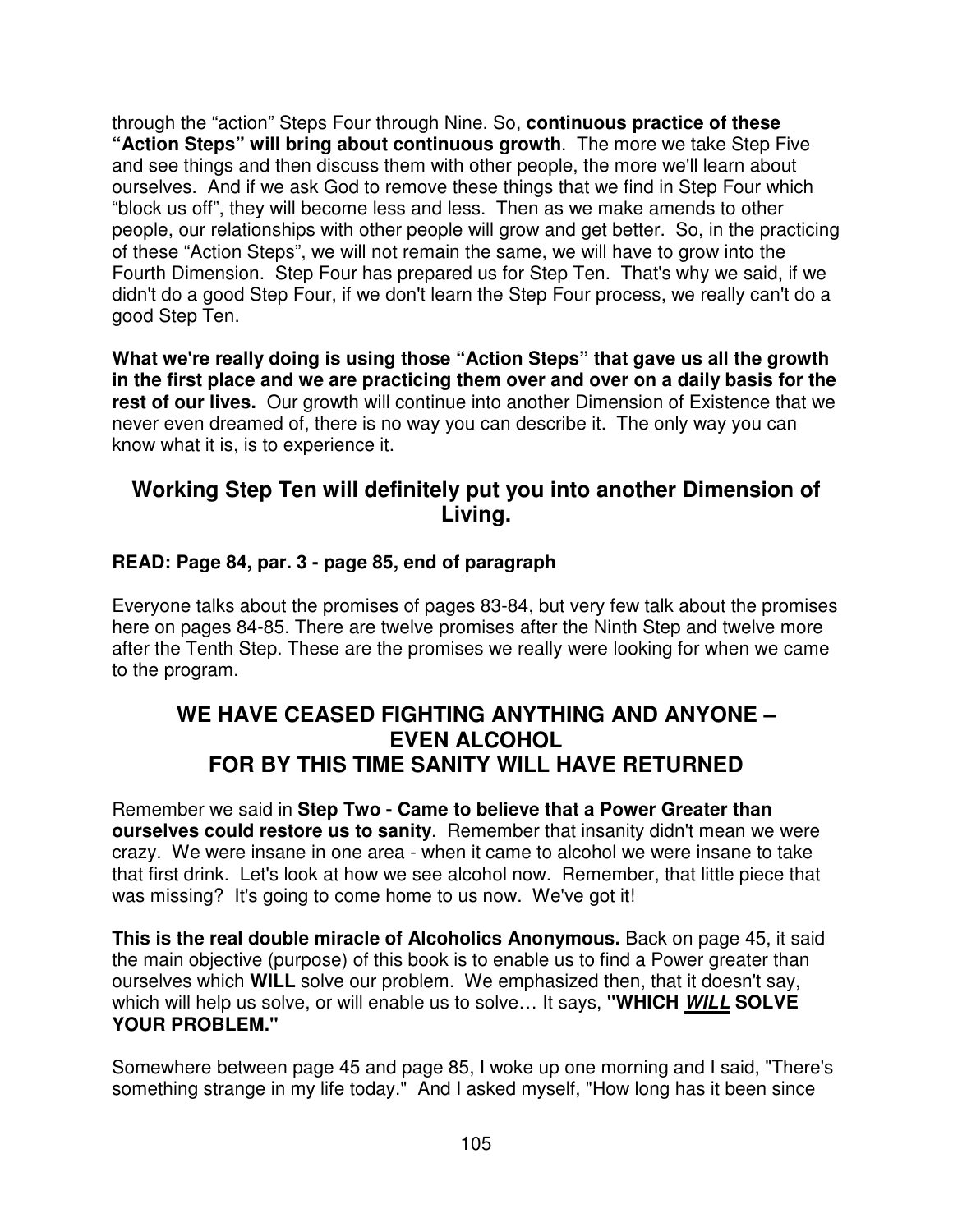through the “action” Steps Four through Nine. So, **continuous practice of these “Action Steps” will bring about continuous growth**. The more we take Step Five and see things and then discuss them with other people, the more we'll learn about ourselves. And if we ask God to remove these things that we find in Step Four which “block us off”, they will become less and less. Then as we make amends to other people, our relationships with other people will grow and get better. So, in the practicing of these “Action Steps”, we will not remain the same, we will have to grow into the Fourth Dimension. Step Four has prepared us for Step Ten. That's why we said, if we didn't do a good Step Four, if we don't learn the Step Four process, we really can't do a good Step Ten.

**What we're really doing is using those “Action Steps” that gave us all the growth in the first place and we are practicing them over and over on a daily basis for the rest of our lives.** Our growth will continue into another Dimension of Existence that we never even dreamed of, there is no way you can describe it. The only way you can know what it is, is to experience it.

## Working Step Ten will definitely put you into another Dimension of Living.

**READ: Page 84, par. 3 - page 85, end of paragraph**

Everyone talks about the promises of pages 83-84, but very few talk about the promises here on pages 84-85. There are twelve promises after the Ninth Step and twelve more after the Tenth Step. These are the promises we really were looking for when we came to the program.

## WE HAVE CEASED FIGHTING ANYTHING AND ANYONE – EVEN ALCOHOL FOR BY THIS TIME SANITY WILL HAVE RETURNED

Remember we said in **Step Two - Came to believe that a Power Greater than ourselves could restore us to sanity**. Remember that insanity didn't mean we were crazy. We were insane in one area - when it came to alcohol we were insane to take that first drink. Let's look at how we see alcohol now. Remember, that little piece that was missing? It's going to come home to us now. We've got it!

**This is the real double miracle of Alcoholics Anonymous.** Back on page 45, it said the main objective (purpose) of this book is to enable us to find a Power greater than ourselves which **WILL** solve our problem. We emphasized then, that it doesn't say, which will help us solve, or will enable us to solve… It says, **"WHICH _*WILL*_ SOLVE YOUR PROBLEM."**

Somewhere between page 45 and page 85, I woke up one morning and I said, "There's something strange in my life today." And I asked myself, "How long has it been since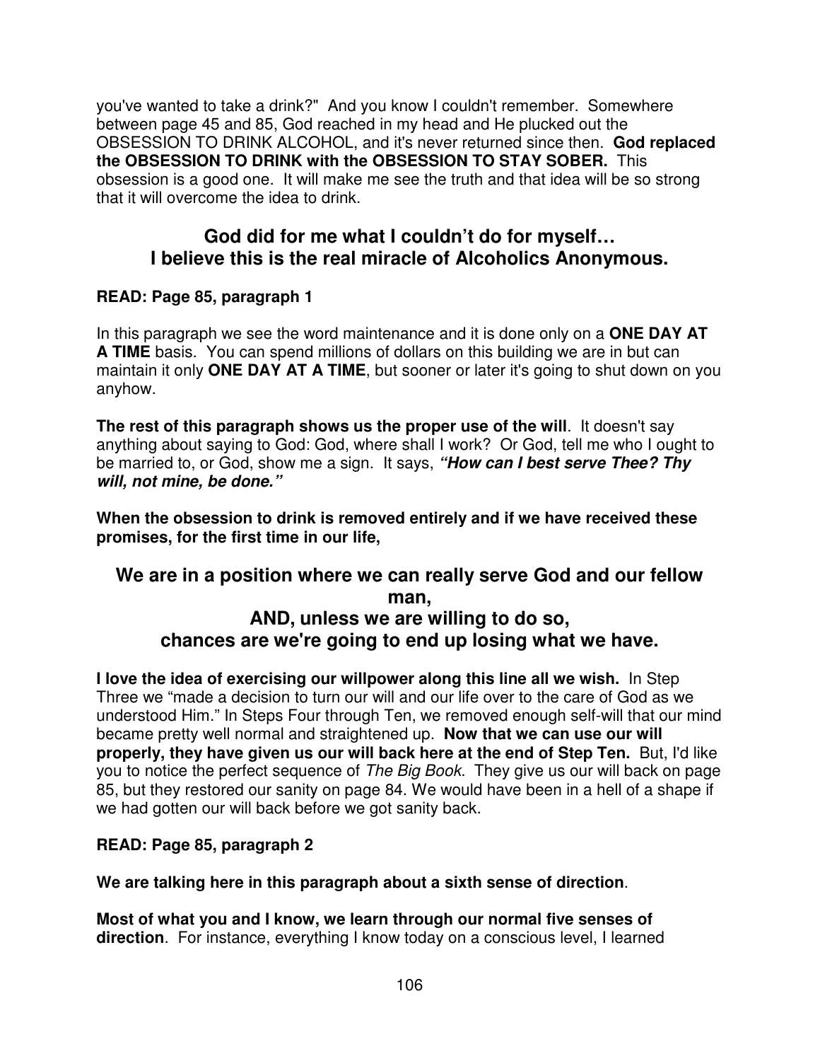you've wanted to take a drink?" And you know I couldn't remember. Somewhere between page 45 and 85, God reached in my head and He plucked out the OBSESSION TO DRINK ALCOHOL, and it's never returned since then. **God replaced the OBSESSION TO DRINK with the OBSESSION TO STAY SOBER.** This obsession is a good one. It will make me see the truth and that idea will be so strong that it will overcome the idea to drink.

## God did for me what I couldn't do for myself… I believe this is the real miracle of Alcoholics Anonymous.

**READ: Page 85, paragraph 1**

In this paragraph we see the word maintenance and it is done only on a **ONE DAY AT A TIME** basis. You can spend millions of dollars on this building we are in but can maintain it only **ONE DAY AT A TIME**, but sooner or later it's going to shut down on you anyhow.

**The rest of this paragraph shows us the proper use of the will**. It doesn't say anything about saying to God: God, where shall I work? Or God, tell me who I ought to be married to, or God, show me a sign. It says, ***"How can I best serve Thee? Thy will, not mine, be done."***

**When the obsession to drink is removed entirely and if we have received these promises, for the first time in our life,**

## We are in a position where we can really serve God and our fellow man, AND, unless we are willing to do so, chances are we're going to end up losing what we have.

**I love the idea of exercising our willpower along this line all we wish.** In Step Three we "made a decision to turn our will and our life over to the care of God as we understood Him." In Steps Four through Ten, we removed enough self-will that our mind became pretty well normal and straightened up. **Now that we can use our will properly, they have given us our will back here at the end of Step Ten.** But, I'd like you to notice the perfect sequence of *The Big Book*. They give us our will back on page 85, but they restored our sanity on page 84. We would have been in a hell of a shape if we had gotten our will back before we got sanity back.

**READ: Page 85, paragraph 2**

**We are talking here in this paragraph about a sixth sense of direction**.

**Most of what you and I know, we learn through our normal five senses of direction**. For instance, everything I know today on a conscious level, I learned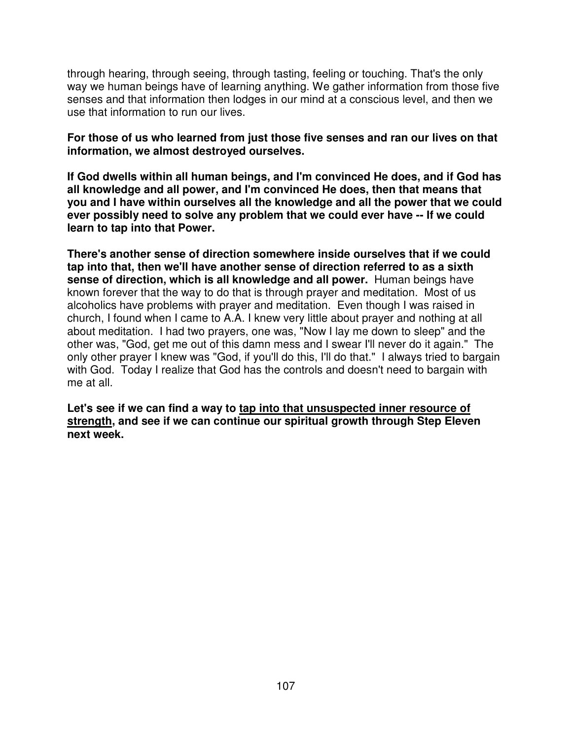through hearing, through seeing, through tasting, feeling or touching. That's the only way we human beings have of learning anything. We gather information from those five senses and that information then lodges in our mind at a conscious level, and then we use that information to run our lives.

**For those of us who learned from just those five senses and ran our lives on that information, we almost destroyed ourselves.**

**If God dwells within all human beings, and I'm convinced He does, and if God has all knowledge and all power, and I'm convinced He does, then that means that you and I have within ourselves all the knowledge and all the power that we could ever possibly need to solve any problem that we could ever have -- If we could learn to tap into that Power.**

**There's another sense of direction somewhere inside ourselves that if we could tap into that, then we'll have another sense of direction referred to as a sixth sense of direction, which is all knowledge and all power.** Human beings have known forever that the way to do that is through prayer and meditation. Most of us alcoholics have problems with prayer and meditation. Even though I was raised in church, I found when I came to A.A. I knew very little about prayer and nothing at all about meditation. I had two prayers, one was, "Now I lay me down to sleep" and the other was, "God, get me out of this damn mess and I swear I'll never do it again." The only other prayer I knew was "God, if you'll do this, I'll do that." I always tried to bargain with God. Today I realize that God has the controls and doesn't need to bargain with me at all.

**Let's see if we can find a way to <u>tap into that unsuspected inner resource of strength</u>, and see if we can continue our spiritual growth through Step Eleven next week.**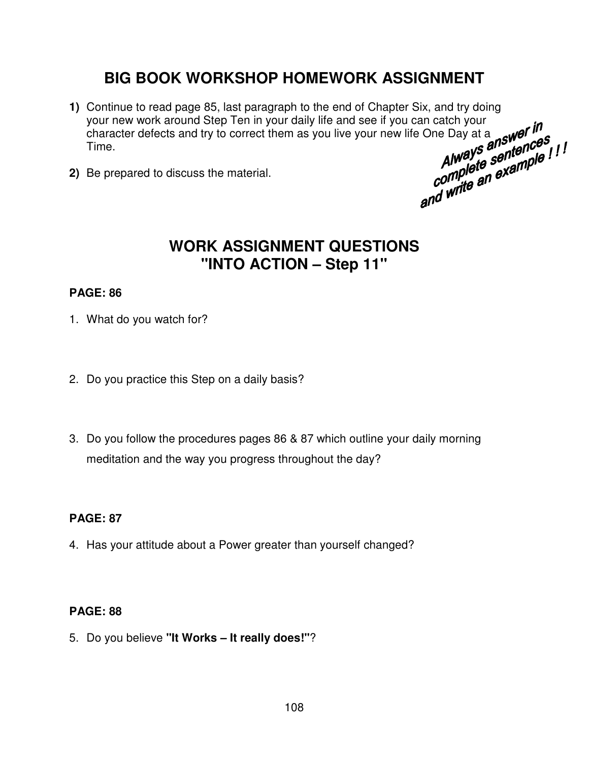# BIG BOOK WORKSHOP HOMEWORK ASSIGNMENT

**1)** Continue to read page 85, last paragraph to the end of Chapter Six, and try doing your new work around Step Ten in your daily life and see if you can catch your character defects and try to correct them as you live your new life One Day at a Time.

**2)** Be prepared to discuss the material.

***Always answer in complete sentences and write an example ! ! !***

# WORK ASSIGNMENT QUESTIONS
# "INTO ACTION – Step 11"

**PAGE: 86**

1. What do you watch for?

2. Do you practice this Step on a daily basis?

3. Do you follow the procedures pages 86 & 87 which outline your daily morning meditation and the way you progress throughout the day?

**PAGE: 87**

4. Has your attitude about a Power greater than yourself changed?

**PAGE: 88**

5. Do you believe **"It Works – It really does!"**?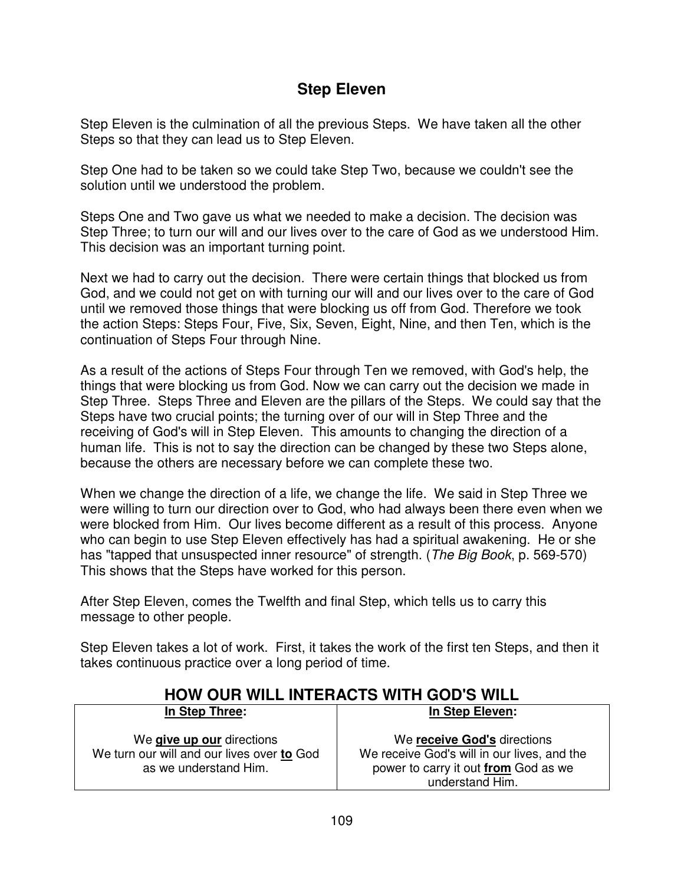## Step Eleven

Step Eleven is the culmination of all the previous Steps. We have taken all the other Steps so that they can lead us to Step Eleven.

Step One had to be taken so we could take Step Two, because we couldn't see the solution until we understood the problem.

Steps One and Two gave us what we needed to make a decision. The decision was Step Three; to turn our will and our lives over to the care of God as we understood Him. This decision was an important turning point.

Next we had to carry out the decision. There were certain things that blocked us from God, and we could not get on with turning our will and our lives over to the care of God until we removed those things that were blocking us off from God. Therefore we took the action Steps: Steps Four, Five, Six, Seven, Eight, Nine, and then Ten, which is the continuation of Steps Four through Nine.

As a result of the actions of Steps Four through Ten we removed, with God's help, the things that were blocking us from God. Now we can carry out the decision we made in Step Three. Steps Three and Eleven are the pillars of the Steps. We could say that the Steps have two crucial points; the turning over of our will in Step Three and the receiving of God's will in Step Eleven. This amounts to changing the direction of a human life. This is not to say the direction can be changed by these two Steps alone, because the others are necessary before we can complete these two.

When we change the direction of a life, we change the life. We said in Step Three we were willing to turn our direction over to God, who had always been there even when we were blocked from Him. Our lives become different as a result of this process. Anyone who can begin to use Step Eleven effectively has had a spiritual awakening. He or she has "tapped that unsuspected inner resource" of strength. (*The Big Book*, p. 569-570) This shows that the Steps have worked for this person.

After Step Eleven, comes the Twelfth and final Step, which tells us to carry this message to other people.

Step Eleven takes a lot of work. First, it takes the work of the first ten Steps, and then it takes continuous practice over a long period of time.

### HOW OUR WILL INTERACTS WITH GOD'S WILL

| **In Step Three:** | **In Step Eleven:** |
| --- | --- |
| We **give up our** directions<br>We turn our will and our lives over **to** God as we understand Him. | We **receive God's** directions<br>We receive God's will in our lives, and the power to carry it out **from** God as we understand Him. |